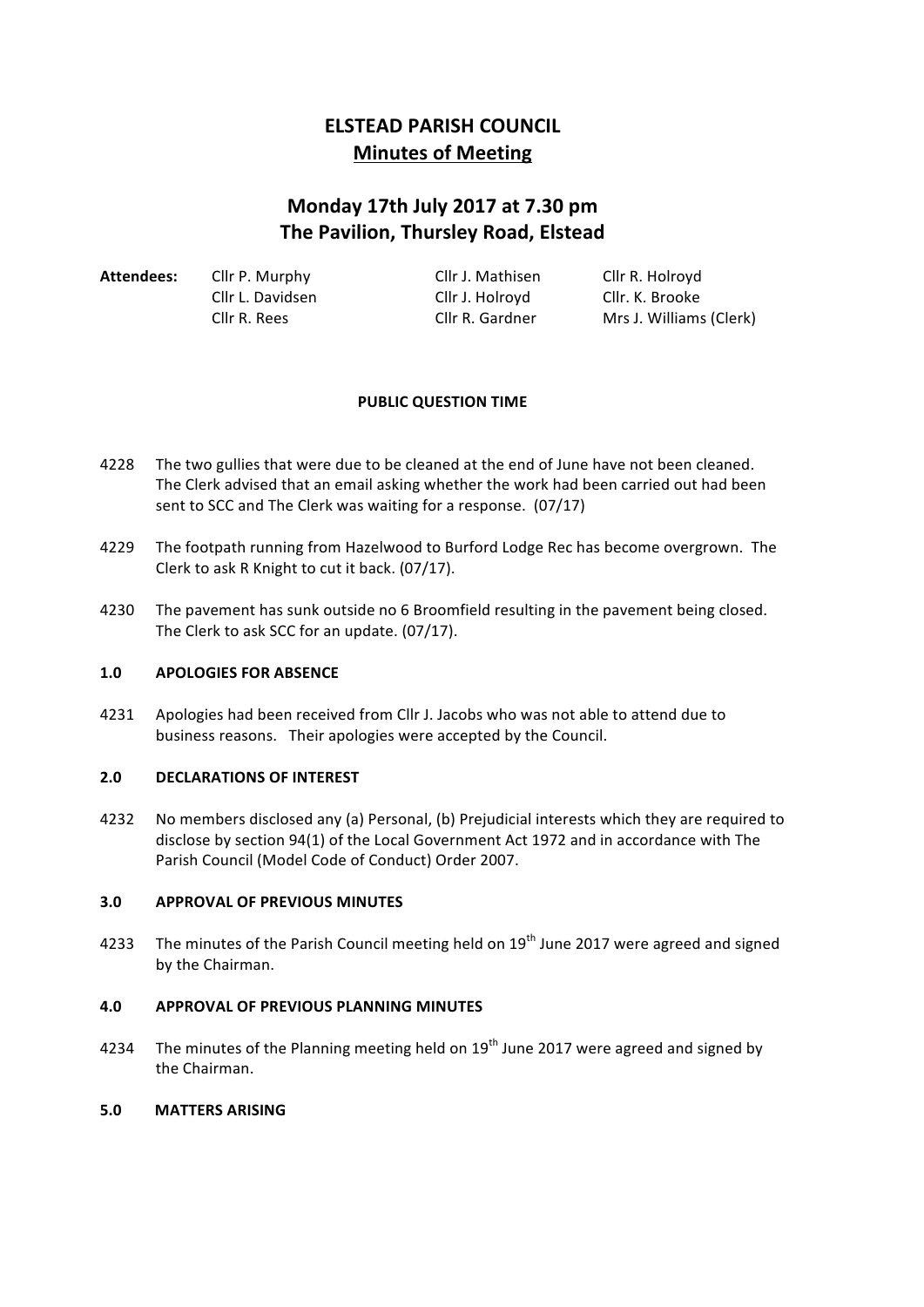# ELSTEAD PARISH COUNCIL
## Minutes of Meeting

## Monday 17th July 2017 at 7.30 pm
## The Pavilion, Thursley Road, Elstead

| Attendees: | | | |
|---|---|---|---|
| | Cllr P. Murphy | Cllr J. Mathisen | Cllr R. Holroyd |
| | Cllr L. Davidsen | Cllr J. Holroyd | Cllr. K. Brooke |
| | Cllr R. Rees | Cllr R. Gardner | Mrs J. Williams (Clerk) |

**PUBLIC QUESTION TIME**

4228 The two gullies that were due to be cleaned at the end of June have not been cleaned. The Clerk advised that an email asking whether the work had been carried out had been sent to SCC and The Clerk was waiting for a response. (07/17)

4229 The footpath running from Hazelwood to Burford Lodge Rec has become overgrown. The Clerk to ask R Knight to cut it back. (07/17).

4230 The pavement has sunk outside no 6 Broomfield resulting in the pavement being closed. The Clerk to ask SCC for an update. (07/17).

**1.0 APOLOGIES FOR ABSENCE**

4231 Apologies had been received from Cllr J. Jacobs who was not able to attend due to business reasons. Their apologies were accepted by the Council.

**2.0 DECLARATIONS OF INTEREST**

4232 No members disclosed any (a) Personal, (b) Prejudicial interests which they are required to disclose by section 94(1) of the Local Government Act 1972 and in accordance with The Parish Council (Model Code of Conduct) Order 2007.

**3.0 APPROVAL OF PREVIOUS MINUTES**

4233 The minutes of the Parish Council meeting held on 19th June 2017 were agreed and signed by the Chairman.

**4.0 APPROVAL OF PREVIOUS PLANNING MINUTES**

4234 The minutes of the Planning meeting held on 19th June 2017 were agreed and signed by the Chairman.

**5.0 MATTERS ARISING**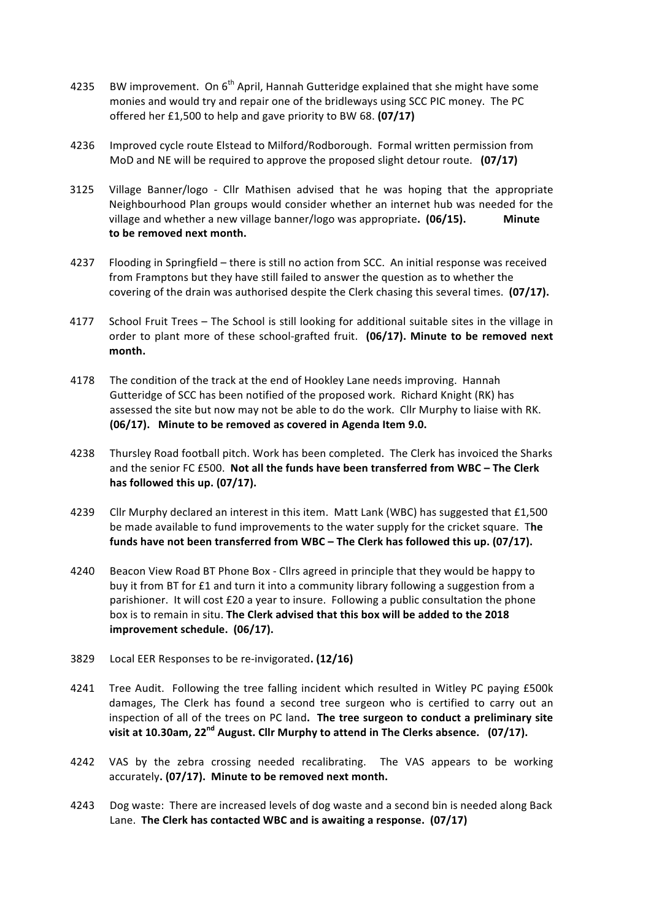4235 BW improvement. On 6th April, Hannah Gutteridge explained that she might have some monies and would try and repair one of the bridleways using SCC PIC money. The PC offered her £1,500 to help and gave priority to BW 68. **(07/17)**

4236 Improved cycle route Elstead to Milford/Rodborough. Formal written permission from MoD and NE will be required to approve the proposed slight detour route. **(07/17)**

3125 Village Banner/logo - Cllr Mathisen advised that he was hoping that the appropriate Neighbourhood Plan groups would consider whether an internet hub was needed for the village and whether a new village banner/logo was appropriate**. (06/15). Minute to be removed next month.**

4237 Flooding in Springfield – there is still no action from SCC. An initial response was received from Framptons but they have still failed to answer the question as to whether the covering of the drain was authorised despite the Clerk chasing this several times. **(07/17).**

4177 School Fruit Trees – The School is still looking for additional suitable sites in the village in order to plant more of these school-grafted fruit. **(06/17). Minute to be removed next month.**

4178 The condition of the track at the end of Hookley Lane needs improving. Hannah Gutteridge of SCC has been notified of the proposed work. Richard Knight (RK) has assessed the site but now may not be able to do the work. Cllr Murphy to liaise with RK. **(06/17). Minute to be removed as covered in Agenda Item 9.0.**

4238 Thursley Road football pitch. Work has been completed. The Clerk has invoiced the Sharks and the senior FC £500. **Not all the funds have been transferred from WBC – The Clerk has followed this up. (07/17).**

4239 Cllr Murphy declared an interest in this item. Matt Lank (WBC) has suggested that £1,500 be made available to fund improvements to the water supply for the cricket square. T**he funds have not been transferred from WBC – The Clerk has followed this up. (07/17).**

4240 Beacon View Road BT Phone Box - Cllrs agreed in principle that they would be happy to buy it from BT for £1 and turn it into a community library following a suggestion from a parishioner. It will cost £20 a year to insure. Following a public consultation the phone box is to remain in situ. **The Clerk advised that this box will be added to the 2018 improvement schedule. (06/17).**

3829 Local EER Responses to be re-invigorated**. (12/16)**

4241 Tree Audit. Following the tree falling incident which resulted in Witley PC paying £500k damages, The Clerk has found a second tree surgeon who is certified to carry out an inspection of all of the trees on PC land**. The tree surgeon to conduct a preliminary site visit at 10.30am, 22nd August. Cllr Murphy to attend in The Clerks absence. (07/17).**

4242 VAS by the zebra crossing needed recalibrating. The VAS appears to be working accurately**. (07/17). Minute to be removed next month.**

4243 Dog waste: There are increased levels of dog waste and a second bin is needed along Back Lane. **The Clerk has contacted WBC and is awaiting a response. (07/17)**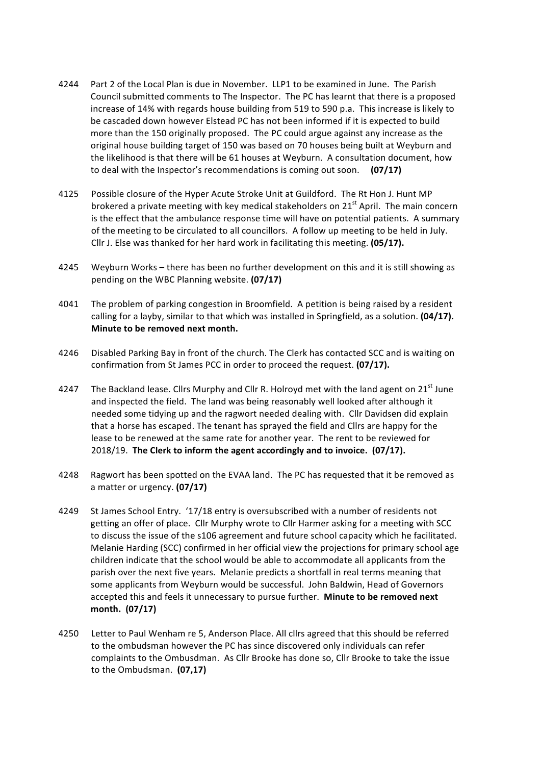4244 Part 2 of the Local Plan is due in November. LLP1 to be examined in June. The Parish Council submitted comments to The Inspector. The PC has learnt that there is a proposed increase of 14% with regards house building from 519 to 590 p.a. This increase is likely to be cascaded down however Elstead PC has not been informed if it is expected to build more than the 150 originally proposed. The PC could argue against any increase as the original house building target of 150 was based on 70 houses being built at Weyburn and the likelihood is that there will be 61 houses at Weyburn. A consultation document, how to deal with the Inspector's recommendations is coming out soon. **(07/17)**

4125 Possible closure of the Hyper Acute Stroke Unit at Guildford. The Rt Hon J. Hunt MP brokered a private meeting with key medical stakeholders on 21st April. The main concern is the effect that the ambulance response time will have on potential patients. A summary of the meeting to be circulated to all councillors. A follow up meeting to be held in July. Cllr J. Else was thanked for her hard work in facilitating this meeting. **(05/17).**

4245 Weyburn Works – there has been no further development on this and it is still showing as pending on the WBC Planning website. **(07/17)**

4041 The problem of parking congestion in Broomfield. A petition is being raised by a resident calling for a layby, similar to that which was installed in Springfield, as a solution. **(04/17). Minute to be removed next month.**

4246 Disabled Parking Bay in front of the church. The Clerk has contacted SCC and is waiting on confirmation from St James PCC in order to proceed the request. **(07/17).**

4247 The Backland lease. Cllrs Murphy and Cllr R. Holroyd met with the land agent on 21st June and inspected the field. The land was being reasonably well looked after although it needed some tidying up and the ragwort needed dealing with. Cllr Davidsen did explain that a horse has escaped. The tenant has sprayed the field and Cllrs are happy for the lease to be renewed at the same rate for another year. The rent to be reviewed for 2018/19. **The Clerk to inform the agent accordingly and to invoice. (07/17).**

4248 Ragwort has been spotted on the EVAA land. The PC has requested that it be removed as a matter or urgency. **(07/17)**

4249 St James School Entry. '17/18 entry is oversubscribed with a number of residents not getting an offer of place. Cllr Murphy wrote to Cllr Harmer asking for a meeting with SCC to discuss the issue of the s106 agreement and future school capacity which he facilitated. Melanie Harding (SCC) confirmed in her official view the projections for primary school age children indicate that the school would be able to accommodate all applicants from the parish over the next five years. Melanie predicts a shortfall in real terms meaning that some applicants from Weyburn would be successful. John Baldwin, Head of Governors accepted this and feels it unnecessary to pursue further. **Minute to be removed next month. (07/17)**

4250 Letter to Paul Wenham re 5, Anderson Place. All cllrs agreed that this should be referred to the ombudsman however the PC has since discovered only individuals can refer complaints to the Ombusdman. As Cllr Brooke has done so, Cllr Brooke to take the issue to the Ombudsman. **(07,17)**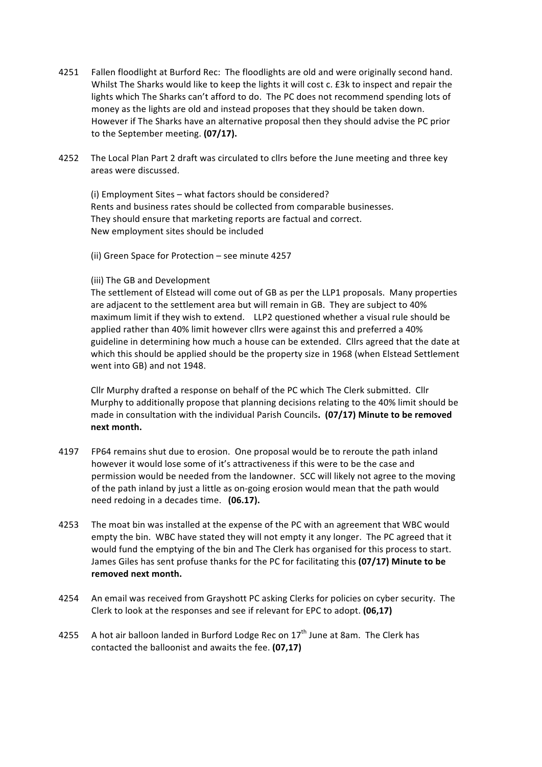4251 Fallen floodlight at Burford Rec: The floodlights are old and were originally second hand. Whilst The Sharks would like to keep the lights it will cost c. £3k to inspect and repair the lights which The Sharks can't afford to do. The PC does not recommend spending lots of money as the lights are old and instead proposes that they should be taken down. However if The Sharks have an alternative proposal then they should advise the PC prior to the September meeting. **(07/17).**

4252 The Local Plan Part 2 draft was circulated to cllrs before the June meeting and three key areas were discussed.

(i) Employment Sites – what factors should be considered?
Rents and business rates should be collected from comparable businesses.
They should ensure that marketing reports are factual and correct.
New employment sites should be included

(ii) Green Space for Protection – see minute 4257

(iii) The GB and Development
The settlement of Elstead will come out of GB as per the LLP1 proposals. Many properties are adjacent to the settlement area but will remain in GB. They are subject to 40% maximum limit if they wish to extend. LLP2 questioned whether a visual rule should be applied rather than 40% limit however cllrs were against this and preferred a 40% guideline in determining how much a house can be extended. Cllrs agreed that the date at which this should be applied should be the property size in 1968 (when Elstead Settlement went into GB) and not 1948.

Cllr Murphy drafted a response on behalf of the PC which The Clerk submitted. Cllr Murphy to additionally propose that planning decisions relating to the 40% limit should be made in consultation with the individual Parish Councils**. (07/17) Minute to be removed next month.**

4197 FP64 remains shut due to erosion. One proposal would be to reroute the path inland however it would lose some of it's attractiveness if this were to be the case and permission would be needed from the landowner. SCC will likely not agree to the moving of the path inland by just a little as on-going erosion would mean that the path would need redoing in a decades time. **(06.17).**

4253 The moat bin was installed at the expense of the PC with an agreement that WBC would empty the bin. WBC have stated they will not empty it any longer. The PC agreed that it would fund the emptying of the bin and The Clerk has organised for this process to start. James Giles has sent profuse thanks for the PC for facilitating this **(07/17) Minute to be removed next month.**

4254 An email was received from Grayshott PC asking Clerks for policies on cyber security. The Clerk to look at the responses and see if relevant for EPC to adopt. **(06,17)**

4255 A hot air balloon landed in Burford Lodge Rec on 17th June at 8am. The Clerk has contacted the balloonist and awaits the fee. **(07,17)**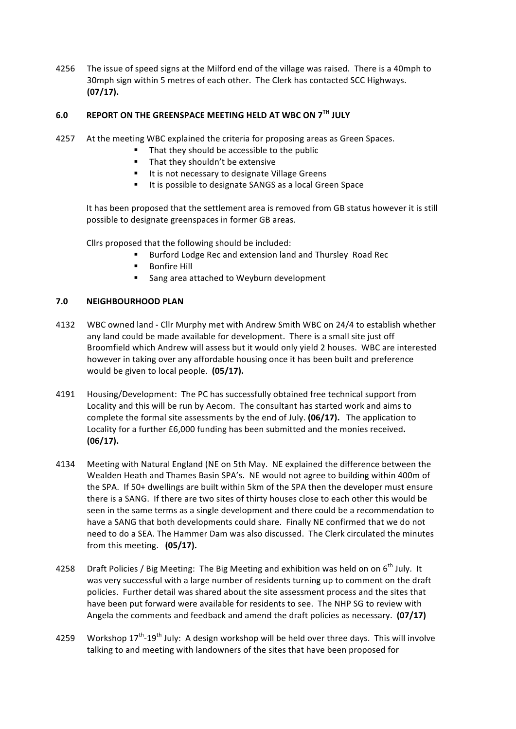4256 The issue of speed signs at the Milford end of the village was raised. There is a 40mph to 30mph sign within 5 metres of each other. The Clerk has contacted SCC Highways. **(07/17).**

## 6.0 REPORT ON THE GREENSPACE MEETING HELD AT WBC ON 7TH JULY

4257 At the meeting WBC explained the criteria for proposing areas as Green Spaces.

- That they should be accessible to the public
- That they shouldn't be extensive
- It is not necessary to designate Village Greens
- It is possible to designate SANGS as a local Green Space

It has been proposed that the settlement area is removed from GB status however it is still possible to designate greenspaces in former GB areas.

Cllrs proposed that the following should be included:

- Burford Lodge Rec and extension land and Thursley Road Rec
- Bonfire Hill
- Sang area attached to Weyburn development

## 7.0 NEIGHBOURHOOD PLAN

4132 WBC owned land - Cllr Murphy met with Andrew Smith WBC on 24/4 to establish whether any land could be made available for development. There is a small site just off Broomfield which Andrew will assess but it would only yield 2 houses. WBC are interested however in taking over any affordable housing once it has been built and preference would be given to local people. **(05/17).**

4191 Housing/Development: The PC has successfully obtained free technical support from Locality and this will be run by Aecom. The consultant has started work and aims to complete the formal site assessments by the end of July. **(06/17).** The application to Locality for a further £6,000 funding has been submitted and the monies received**. (06/17).**

4134 Meeting with Natural England (NE on 5th May. NE explained the difference between the Wealden Heath and Thames Basin SPA's. NE would not agree to building within 400m of the SPA. If 50+ dwellings are built within 5km of the SPA then the developer must ensure there is a SANG. If there are two sites of thirty houses close to each other this would be seen in the same terms as a single development and there could be a recommendation to have a SANG that both developments could share. Finally NE confirmed that we do not need to do a SEA. The Hammer Dam was also discussed. The Clerk circulated the minutes from this meeting. **(05/17).**

4258 Draft Policies / Big Meeting: The Big Meeting and exhibition was held on on 6th July. It was very successful with a large number of residents turning up to comment on the draft policies. Further detail was shared about the site assessment process and the sites that have been put forward were available for residents to see. The NHP SG to review with Angela the comments and feedback and amend the draft policies as necessary. **(07/17)**

4259 Workshop 17th-19th July: A design workshop will be held over three days. This will involve talking to and meeting with landowners of the sites that have been proposed for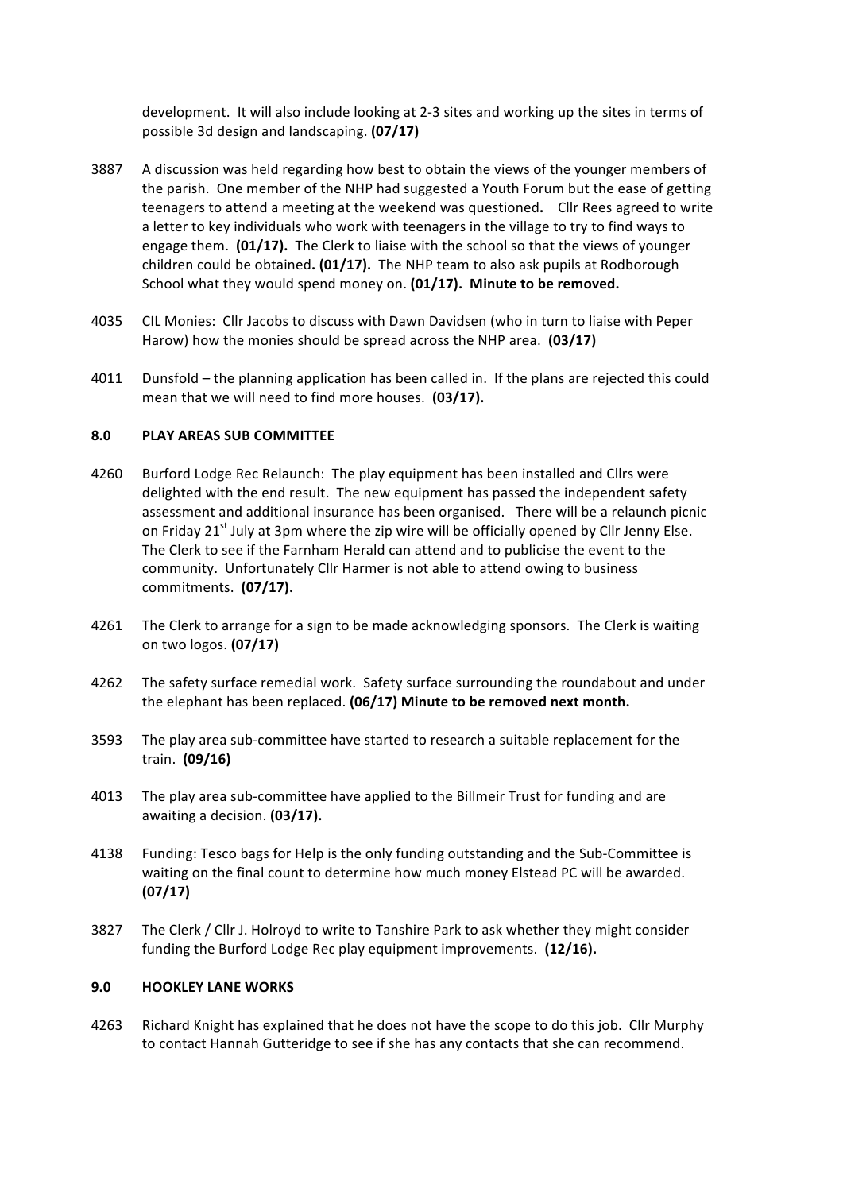development. It will also include looking at 2-3 sites and working up the sites in terms of possible 3d design and landscaping. **(07/17)**

3887 A discussion was held regarding how best to obtain the views of the younger members of the parish. One member of the NHP had suggested a Youth Forum but the ease of getting teenagers to attend a meeting at the weekend was questioned**.** Cllr Rees agreed to write a letter to key individuals who work with teenagers in the village to try to find ways to engage them. **(01/17).** The Clerk to liaise with the school so that the views of younger children could be obtained**. (01/17).** The NHP team to also ask pupils at Rodborough School what they would spend money on. **(01/17). Minute to be removed.**

4035 CIL Monies: Cllr Jacobs to discuss with Dawn Davidsen (who in turn to liaise with Peper Harow) how the monies should be spread across the NHP area. **(03/17)**

4011 Dunsfold – the planning application has been called in. If the plans are rejected this could mean that we will need to find more houses. **(03/17).**

## 8.0 PLAY AREAS SUB COMMITTEE

4260 Burford Lodge Rec Relaunch: The play equipment has been installed and Cllrs were delighted with the end result. The new equipment has passed the independent safety assessment and additional insurance has been organised. There will be a relaunch picnic on Friday 21st July at 3pm where the zip wire will be officially opened by Cllr Jenny Else. The Clerk to see if the Farnham Herald can attend and to publicise the event to the community. Unfortunately Cllr Harmer is not able to attend owing to business commitments. **(07/17).**

4261 The Clerk to arrange for a sign to be made acknowledging sponsors. The Clerk is waiting on two logos. **(07/17)**

4262 The safety surface remedial work. Safety surface surrounding the roundabout and under the elephant has been replaced. **(06/17) Minute to be removed next month.**

3593 The play area sub-committee have started to research a suitable replacement for the train. **(09/16)**

4013 The play area sub-committee have applied to the Billmeir Trust for funding and are awaiting a decision. **(03/17).**

4138 Funding: Tesco bags for Help is the only funding outstanding and the Sub-Committee is waiting on the final count to determine how much money Elstead PC will be awarded. **(07/17)**

3827 The Clerk / Cllr J. Holroyd to write to Tanshire Park to ask whether they might consider funding the Burford Lodge Rec play equipment improvements. **(12/16).**

## 9.0 HOOKLEY LANE WORKS

4263 Richard Knight has explained that he does not have the scope to do this job. Cllr Murphy to contact Hannah Gutteridge to see if she has any contacts that she can recommend.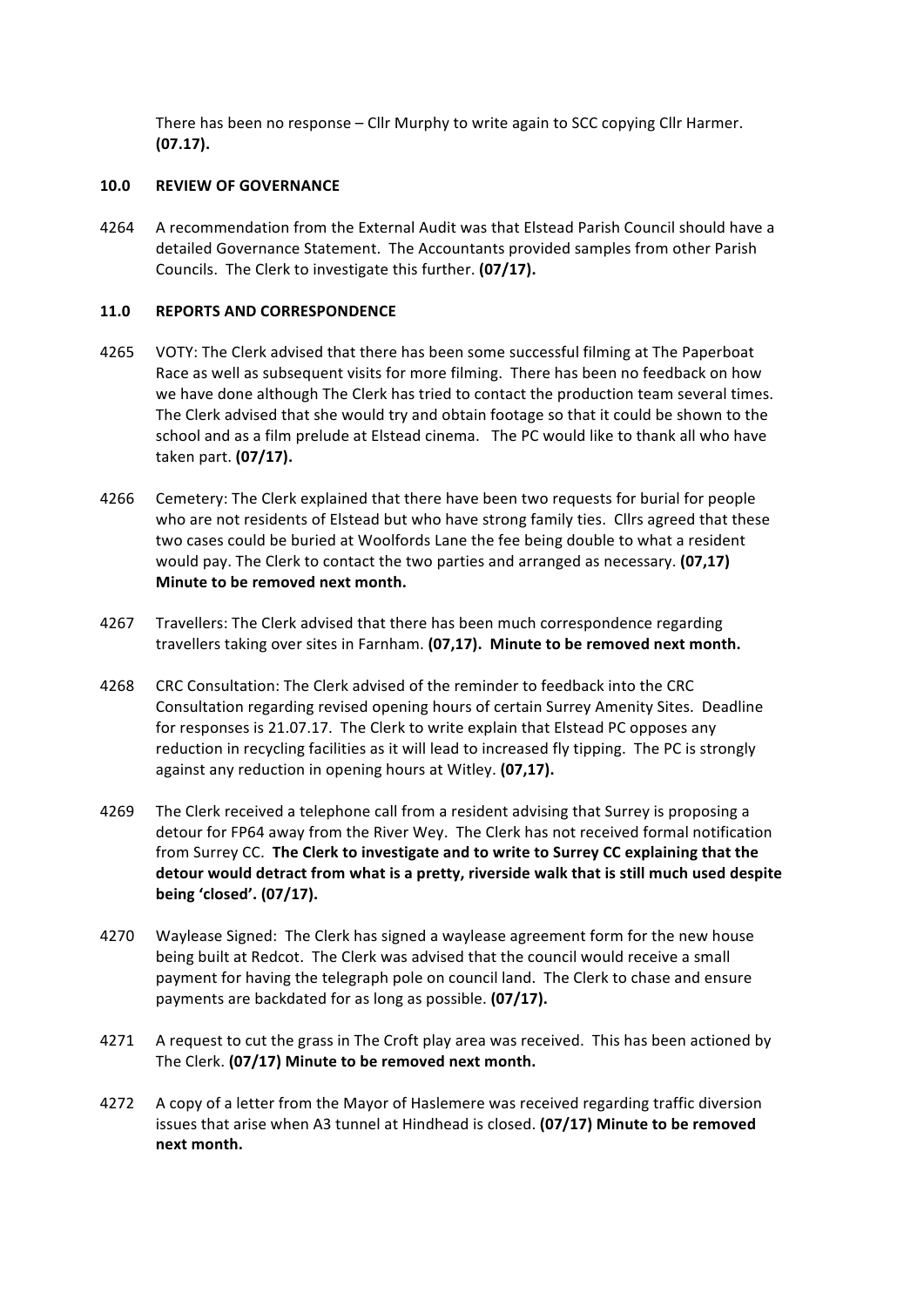There has been no response – Cllr Murphy to write again to SCC copying Cllr Harmer. **(07.17).**

## 10.0 REVIEW OF GOVERNANCE

4264 A recommendation from the External Audit was that Elstead Parish Council should have a detailed Governance Statement. The Accountants provided samples from other Parish Councils. The Clerk to investigate this further. **(07/17).**

## 11.0 REPORTS AND CORRESPONDENCE

4265 VOTY: The Clerk advised that there has been some successful filming at The Paperboat Race as well as subsequent visits for more filming. There has been no feedback on how we have done although The Clerk has tried to contact the production team several times. The Clerk advised that she would try and obtain footage so that it could be shown to the school and as a film prelude at Elstead cinema. The PC would like to thank all who have taken part. **(07/17).**

4266 Cemetery: The Clerk explained that there have been two requests for burial for people who are not residents of Elstead but who have strong family ties. Cllrs agreed that these two cases could be buried at Woolfords Lane the fee being double to what a resident would pay. The Clerk to contact the two parties and arranged as necessary. **(07,17) Minute to be removed next month.**

4267 Travellers: The Clerk advised that there has been much correspondence regarding travellers taking over sites in Farnham. **(07,17). Minute to be removed next month.**

4268 CRC Consultation: The Clerk advised of the reminder to feedback into the CRC Consultation regarding revised opening hours of certain Surrey Amenity Sites. Deadline for responses is 21.07.17. The Clerk to write explain that Elstead PC opposes any reduction in recycling facilities as it will lead to increased fly tipping. The PC is strongly against any reduction in opening hours at Witley. **(07,17).**

4269 The Clerk received a telephone call from a resident advising that Surrey is proposing a detour for FP64 away from the River Wey. The Clerk has not received formal notification from Surrey CC. **The Clerk to investigate and to write to Surrey CC explaining that the detour would detract from what is a pretty, riverside walk that is still much used despite being 'closed'. (07/17).**

4270 Waylease Signed: The Clerk has signed a waylease agreement form for the new house being built at Redcot. The Clerk was advised that the council would receive a small payment for having the telegraph pole on council land. The Clerk to chase and ensure payments are backdated for as long as possible. **(07/17).**

4271 A request to cut the grass in The Croft play area was received. This has been actioned by The Clerk. **(07/17) Minute to be removed next month.**

4272 A copy of a letter from the Mayor of Haslemere was received regarding traffic diversion issues that arise when A3 tunnel at Hindhead is closed. **(07/17) Minute to be removed next month.**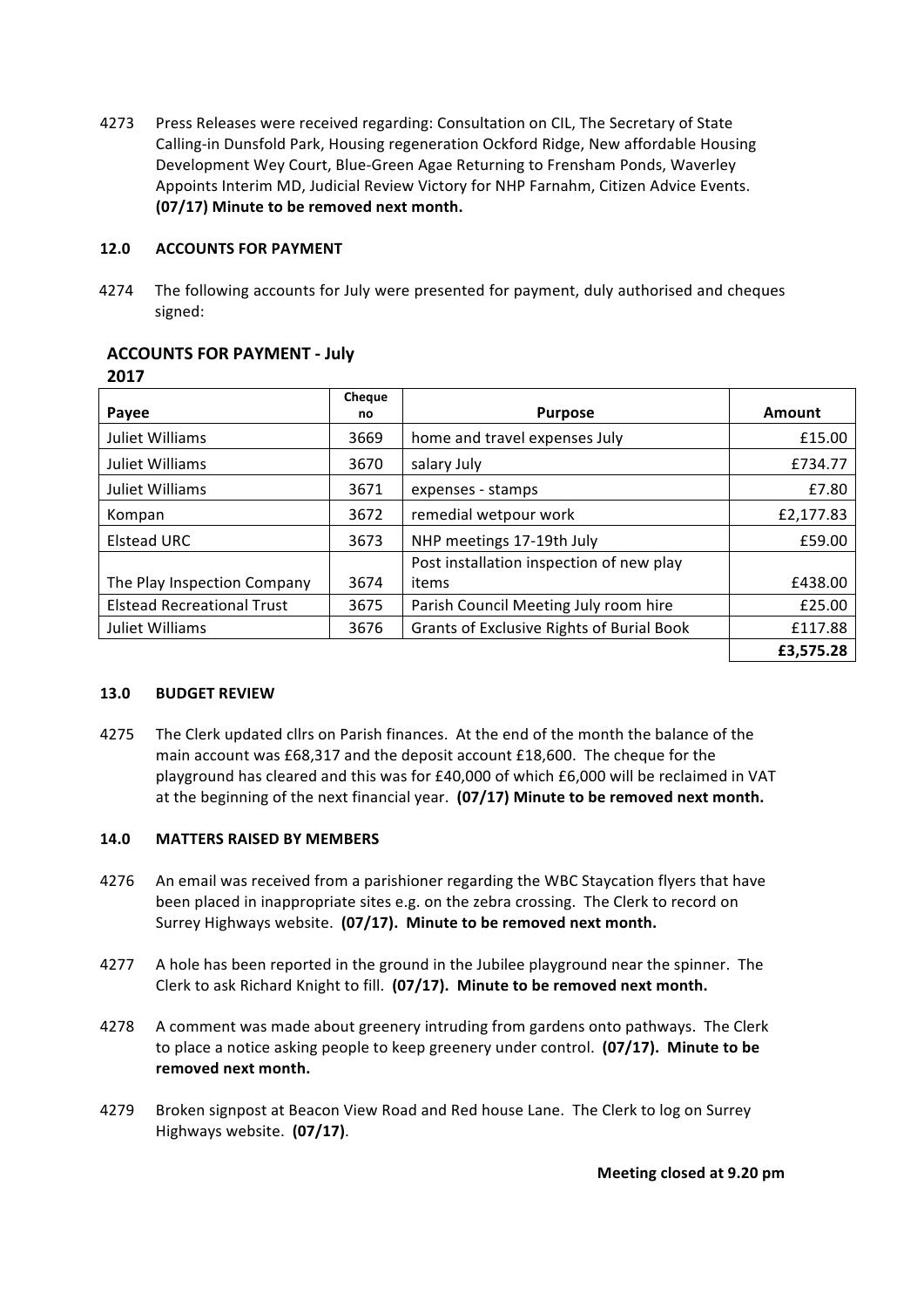4273 Press Releases were received regarding: Consultation on CIL, The Secretary of State Calling-in Dunsfold Park, Housing regeneration Ockford Ridge, New affordable Housing Development Wey Court, Blue-Green Agae Returning to Frensham Ponds, Waverley Appoints Interim MD, Judicial Review Victory for NHP Farnahm, Citizen Advice Events. **(07/17) Minute to be removed next month.**

## 12.0 ACCOUNTS FOR PAYMENT

4274 The following accounts for July were presented for payment, duly authorised and cheques signed:

### ACCOUNTS FOR PAYMENT - July 2017

| Payee | Cheque no | Purpose | Amount |
|---|---|---|---|
| Juliet Williams | 3669 | home and travel expenses July | £15.00 |
| Juliet Williams | 3670 | salary July | £734.77 |
| Juliet Williams | 3671 | expenses - stamps | £7.80 |
| Kompan | 3672 | remedial wetpour work | £2,177.83 |
| Elstead URC | 3673 | NHP meetings 17-19th July | £59.00 |
| The Play Inspection Company | 3674 | Post installation inspection of new play items | £438.00 |
| Elstead Recreational Trust | 3675 | Parish Council Meeting July room hire | £25.00 |
| Juliet Williams | 3676 | Grants of Exclusive Rights of Burial Book | £117.88 |
| | | | **£3,575.28** |

## 13.0 BUDGET REVIEW

4275 The Clerk updated cllrs on Parish finances. At the end of the month the balance of the main account was £68,317 and the deposit account £18,600. The cheque for the playground has cleared and this was for £40,000 of which £6,000 will be reclaimed in VAT at the beginning of the next financial year. **(07/17) Minute to be removed next month.**

## 14.0 MATTERS RAISED BY MEMBERS

4276 An email was received from a parishioner regarding the WBC Staycation flyers that have been placed in inappropriate sites e.g. on the zebra crossing. The Clerk to record on Surrey Highways website. **(07/17). Minute to be removed next month.**

4277 A hole has been reported in the ground in the Jubilee playground near the spinner. The Clerk to ask Richard Knight to fill. **(07/17). Minute to be removed next month.**

4278 A comment was made about greenery intruding from gardens onto pathways. The Clerk to place a notice asking people to keep greenery under control. **(07/17). Minute to be removed next month.**

4279 Broken signpost at Beacon View Road and Red house Lane. The Clerk to log on Surrey Highways website. **(07/17)**.

**Meeting closed at 9.20 pm**